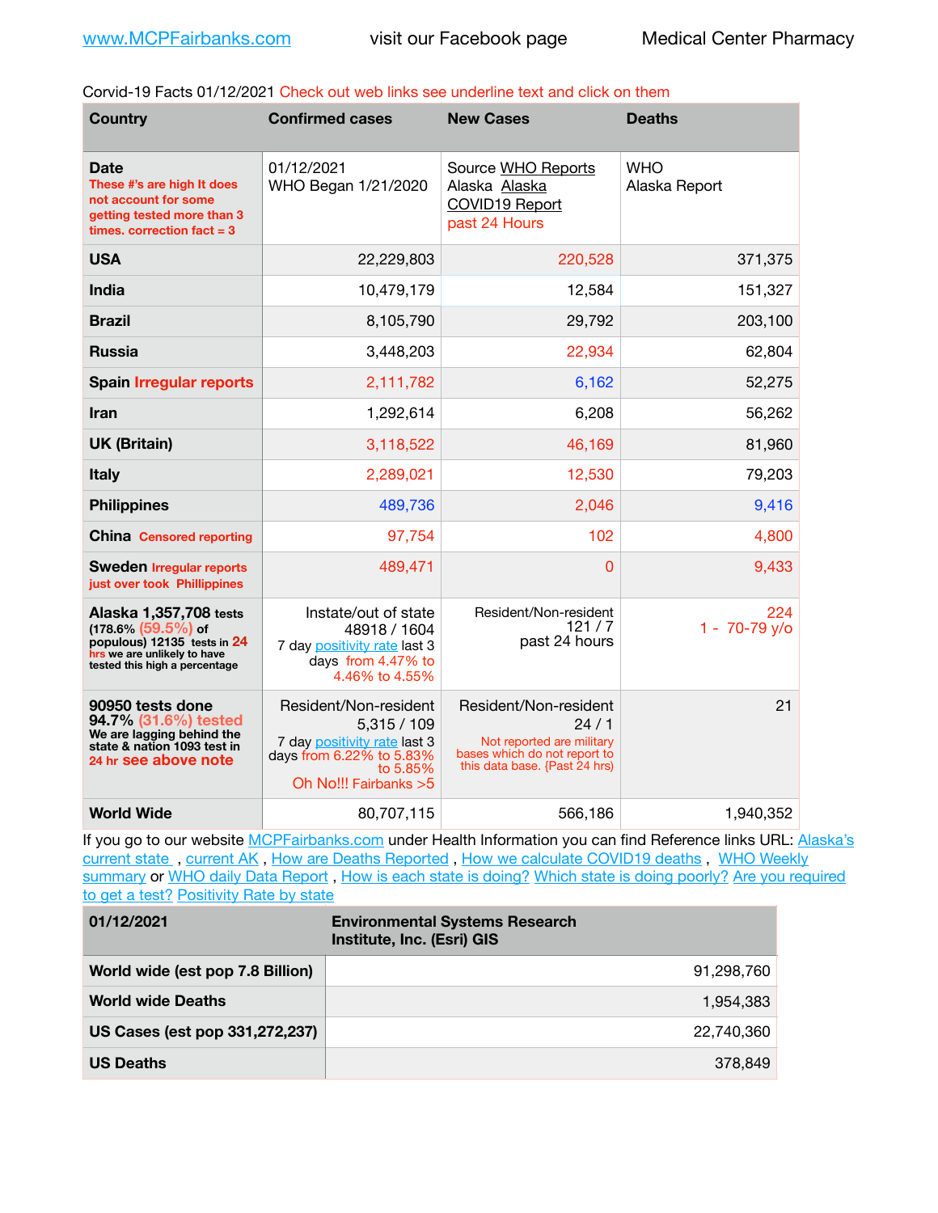www.MCPFairbanks.com visit our Facebook page Medical Center Pharmacy

Corvid-19 Facts 01/12/2021 Check out web links see underline text and click on them

| Country | Confirmed cases | New Cases | Deaths |
|---|---|---|---|
| **Date** These #'s are high It does not account for some getting tested more than 3 times. correction fact = 3 | 01/12/2021 WHO Began 1/21/2020 | Source WHO Reports Alaska Alaska COVID19 Report past 24 Hours | WHO Alaska Report |
| **USA** | 22,229,803 | 220,528 | 371,375 |
| **India** | 10,479,179 | 12,584 | 151,327 |
| **Brazil** | 8,105,790 | 29,792 | 203,100 |
| **Russia** | 3,448,203 | 22,934 | 62,804 |
| **Spain** Irregular reports | 2,111,782 | 6,162 | 52,275 |
| **Iran** | 1,292,614 | 6,208 | 56,262 |
| **UK (Britain)** | 3,118,522 | 46,169 | 81,960 |
| **Italy** | 2,289,021 | 12,530 | 79,203 |
| **Philippines** | 489,736 | 2,046 | 9,416 |
| **China** Censored reporting | 97,754 | 102 | 4,800 |
| **Sweden** Irregular reports just over took Phillippines | 489,471 | 0 | 9,433 |
| **Alaska 1,357,708** tests (178.6% (59.5%) of populous) 12135 tests in 24 hrs we are unlikely to have tested this high a percentage | Instate/out of state 48918 / 1604 7 day positivity rate last 3 days from 4.47% to 4.46% to 4.55% | Resident/Non-resident 121 / 7 past 24 hours | 224 1 - 70-79 y/o |
| **90950 tests done 94.7% (31.6%) tested** We are lagging behind the state & nation 1093 test in 24 hr see above note | Resident/Non-resident 5,315 / 109 7 day positivity rate last 3 days from 6.22% to 5.83% to 5.85% Oh No!!! Fairbanks >5 | Resident/Non-resident 24 / 1 Not reported are military bases which do not report to this data base. {Past 24 hrs) | 21 |
| **World Wide** | 80,707,115 | 566,186 | 1,940,352 |

If you go to our website MCPFairbanks.com under Health Information you can find Reference links URL: Alaska's current state , current AK , How are Deaths Reported , How we calculate COVID19 deaths , WHO Weekly summary or WHO daily Data Report , How is each state is doing? Which state is doing poorly? Are you required to get a test? Positivity Rate by state

| 01/12/2021 | Environmental Systems Research Institute, Inc. (Esri) GIS |
|---|---|
| **World wide (est pop 7.8 Billion)** | 91,298,760 |
| **World wide Deaths** | 1,954,383 |
| **US Cases (est pop 331,272,237)** | 22,740,360 |
| **US Deaths** | 378,849 |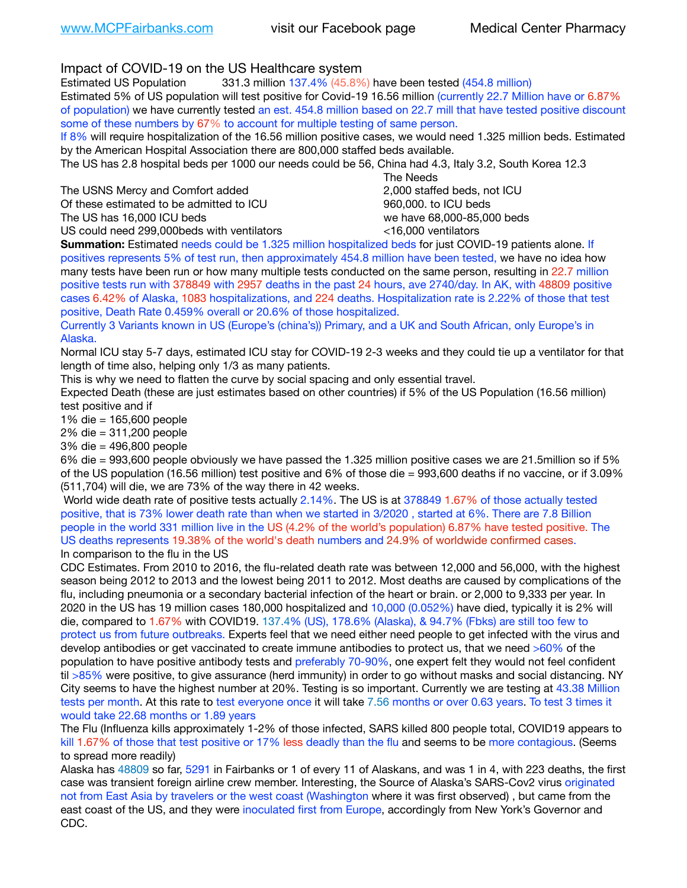Impact of COVID-19 on the US Healthcare system

Estimated US Population 331.3 million 137.4% (45.8%) have been tested (454.8 million)

Estimated 5% of US population will test positive for Covid-19 16.56 million (currently 22.7 Million have or 6.87% of population) we have currently tested an est. 454.8 million based on 22.7 mill that have tested positive discount some of these numbers by 67% to account for multiple testing of same person.

If 8% will require hospitalization of the 16.56 million positive cases, we would need 1.325 million beds. Estimated by the American Hospital Association there are 800,000 staffed beds available.

The US has 2.8 hospital beds per 1000 our needs could be 56, China had 4.3, Italy 3.2, South Korea 12.3

| | The Needs |
|---|---|
| The USNS Mercy and Comfort added | 2,000 staffed beds, not ICU |
| Of these estimated to be admitted to ICU | 960,000. to ICU beds |
| The US has 16,000 ICU beds | we have 68,000-85,000 beds |
| US could need 299,000beds with ventilators | <16,000 ventilators |

**Summation:** Estimated needs could be 1.325 million hospitalized beds for just COVID-19 patients alone. If positives represents 5% of test run, then approximately 454.8 million have been tested, we have no idea how many tests have been run or how many multiple tests conducted on the same person, resulting in 22.7 million positive tests run with 378849 with 2957 deaths in the past 24 hours, ave 2740/day. In AK, with 48809 positive cases 6.42% of Alaska, 1083 hospitalizations, and 224 deaths. Hospitalization rate is 2.22% of those that test positive, Death Rate 0.459% overall or 20.6% of those hospitalized.

Currently 3 Variants known in US (Europe's (china's)) Primary, and a UK and South African, only Europe's in Alaska.

Normal ICU stay 5-7 days, estimated ICU stay for COVID-19 2-3 weeks and they could tie up a ventilator for that length of time also, helping only 1/3 as many patients.

This is why we need to flatten the curve by social spacing and only essential travel.

Expected Death (these are just estimates based on other countries) if 5% of the US Population (16.56 million) test positive and if

1% die = 165,600 people
2% die = 311,200 people
3% die = 496,800 people
6% die = 993,600 people obviously we have passed the 1.325 million positive cases we are 21.5million so if 5% of the US population (16.56 million) test positive and 6% of those die = 993,600 deaths if no vaccine, or if 3.09% (511,704) will die, we are 73% of the way there in 42 weeks.

World wide death rate of positive tests actually 2.14%. The US is at 378849 1.67% of those actually tested positive, that is 73% lower death rate than when we started in 3/2020 , started at 6%. There are 7.8 Billion people in the world 331 million live in the US (4.2% of the world's population) 6.87% have tested positive. The US deaths represents 19.38% of the world's death numbers and 24.9% of worldwide confirmed cases.

In comparison to the flu in the US

CDC Estimates. From 2010 to 2016, the flu-related death rate was between 12,000 and 56,000, with the highest season being 2012 to 2013 and the lowest being 2011 to 2012. Most deaths are caused by complications of the flu, including pneumonia or a secondary bacterial infection of the heart or brain. or 2,000 to 9,333 per year. In 2020 in the US has 19 million cases 180,000 hospitalized and 10,000 (0.052%) have died, typically it is 2% will die, compared to 1.67% with COVID19. 137.4% (US), 178.6% (Alaska), & 94.7% (Fbks) are still too few to protect us from future outbreaks. Experts feel that we need either need people to get infected with the virus and develop antibodies or get vaccinated to create immune antibodies to protect us, that we need >60% of the population to have positive antibody tests and preferably 70-90%, one expert felt they would not feel confident til >85% were positive, to give assurance (herd immunity) in order to go without masks and social distancing. NY City seems to have the highest number at 20%. Testing is so important. Currently we are testing at 43.38 Million tests per month. At this rate to test everyone once it will take 7.56 months or over 0.63 years. To test 3 times it would take 22.68 months or 1.89 years

The Flu (Influenza kills approximately 1-2% of those infected, SARS killed 800 people total, COVID19 appears to kill 1.67% of those that test positive or 17% less deadly than the flu and seems to be more contagious. (Seems to spread more readily)

Alaska has 48809 so far, 5291 in Fairbanks or 1 of every 11 of Alaskans, and was 1 in 4, with 223 deaths, the first case was transient foreign airline crew member. Interesting, the Source of Alaska's SARS-Cov2 virus originated not from East Asia by travelers or the west coast (Washington where it was first observed) , but came from the east coast of the US, and they were inoculated first from Europe, accordingly from New York's Governor and CDC.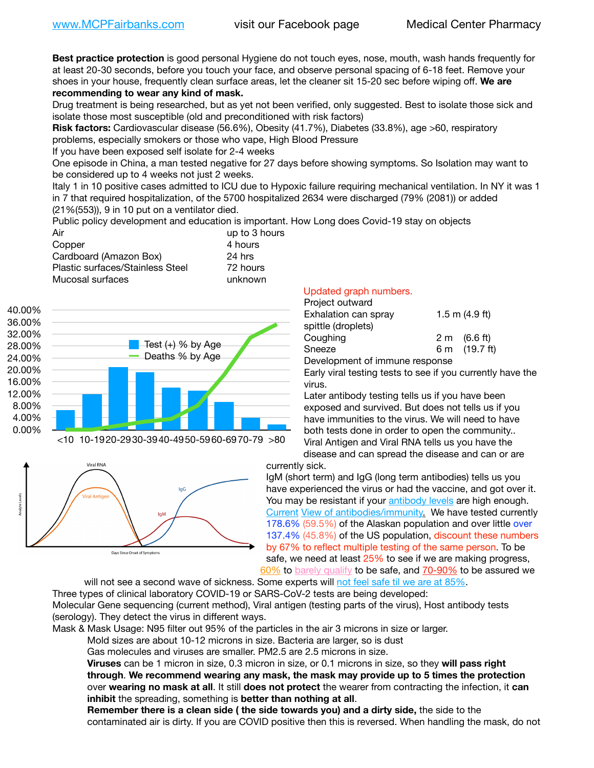www.MCPFairbanks.com visit our Facebook page Medical Center Pharmacy

**Best practice protection** is good personal Hygiene do not touch eyes, nose, mouth, wash hands frequently for at least 20-30 seconds, before you touch your face, and observe personal spacing of 6-18 feet. Remove your shoes in your house, frequently clean surface areas, let the cleaner sit 15-20 sec before wiping off. **We are recommending to wear any kind of mask.**

Drug treatment is being researched, but as yet not been verified, only suggested. Best to isolate those sick and isolate those most susceptible (old and preconditioned with risk factors)

**Risk factors:** Cardiovascular disease (56.6%), Obesity (41.7%), Diabetes (33.8%), age >60, respiratory problems, especially smokers or those who vape, High Blood Pressure

If you have been exposed self isolate for 2-4 weeks

One episode in China, a man tested negative for 27 days before showing symptoms. So Isolation may want to be considered up to 4 weeks not just 2 weeks.

Italy 1 in 10 positive cases admitted to ICU due to Hypoxic failure requiring mechanical ventilation. In NY it was 1 in 7 that required hospitalization, of the 5700 hospitalized 2634 were discharged (79% (2081)) or added (21%(553)), 9 in 10 put on a ventilator died.

Public policy development and education is important. How Long does Covid-19 stay on objects

| | |
|---|---|
| Air | up to 3 hours |
| Copper | 4 hours |
| Cardboard (Amazon Box) | 24 hrs |
| Plastic surfaces/Stainless Steel | 72 hours |
| Mucosal surfaces | unknown |

Updated graph numbers.

Project outward

| | | |
|---|---|---|
| Exhalation can spray spittle (droplets) | 1.5 m | (4.9 ft) |
| Coughing | 2 m | (6.6 ft) |
| Sneeze | 6 m | (19.7 ft) |

Development of immune response

Early viral testing tests to see if you currently have the virus.

Later antibody testing tells us if you have been exposed and survived. But does not tells us if you have immunities to the virus. We will need to have both tests done in order to open the community..

Viral Antigen and Viral RNA tells us you have the disease and can spread the disease and can or are currently sick.

IgM (short term) and IgG (long term antibodies) tells us you have experienced the virus or had the vaccine, and got over it. You may be resistant if your antibody levels are high enough. Current View of antibodies/immunity. We have tested currently 178.6% (59.5%) of the Alaskan population and over little over 137.4% (45.8%) of the US population, discount these numbers by 67% to reflect multiple testing of the same person. To be safe, we need at least 25% to see if we are making progress, 60% to barely qualify to be safe, and 70-90% to be assured we will not see a second wave of sickness. Some experts will not feel safe til we are at 85%.

Three types of clinical laboratory COVID-19 or SARS-CoV-2 tests are being developed:

Molecular Gene sequencing (current method), Viral antigen (testing parts of the virus), Host antibody tests (serology). They detect the virus in different ways.

Mask & Mask Usage: N95 filter out 95% of the particles in the air 3 microns in size or larger.

Mold sizes are about 10-12 microns in size. Bacteria are larger, so is dust

Gas molecules and viruses are smaller. PM2.5 are 2.5 microns in size.

**Viruses** can be 1 micron in size, 0.3 micron in size, or 0.1 microns in size, so they **will pass right through**. **We recommend wearing any mask, the mask may provide up to 5 times the protection** over **wearing no mask at all**. It still **does not protect** the wearer from contracting the infection, it **can inhibit** the spreading, something is **better than nothing at all**.

**Remember there is a clean side ( the side towards you) and a dirty side,** the side to the contaminated air is dirty. If you are COVID positive then this is reversed. When handling the mask, do not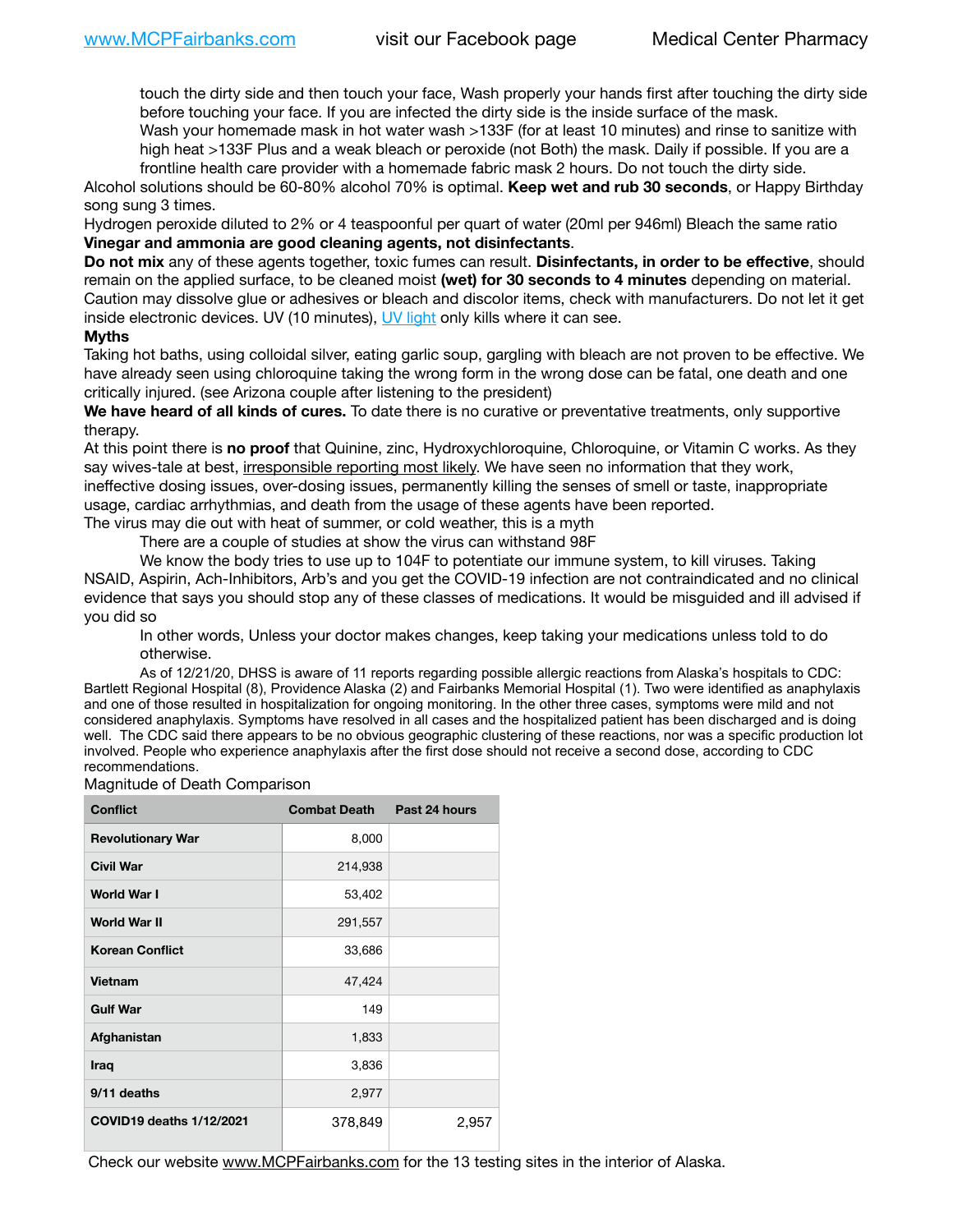touch the dirty side and then touch your face, Wash properly your hands first after touching the dirty side before touching your face. If you are infected the dirty side is the inside surface of the mask.

Wash your homemade mask in hot water wash >133F (for at least 10 minutes) and rinse to sanitize with high heat >133F Plus and a weak bleach or peroxide (not Both) the mask. Daily if possible. If you are a frontline health care provider with a homemade fabric mask 2 hours. Do not touch the dirty side.

Alcohol solutions should be 60-80% alcohol 70% is optimal. **Keep wet and rub 30 seconds**, or Happy Birthday song sung 3 times.

Hydrogen peroxide diluted to 2% or 4 teaspoonful per quart of water (20ml per 946ml) Bleach the same ratio **Vinegar and ammonia are good cleaning agents, not disinfectants**.

**Do not mix** any of these agents together, toxic fumes can result. **Disinfectants, in order to be effective**, should remain on the applied surface, to be cleaned moist **(wet) for 30 seconds to 4 minutes** depending on material. Caution may dissolve glue or adhesives or bleach and discolor items, check with manufacturers. Do not let it get inside electronic devices. UV (10 minutes), UV light only kills where it can see.

**Myths**

Taking hot baths, using colloidal silver, eating garlic soup, gargling with bleach are not proven to be effective. We have already seen using chloroquine taking the wrong form in the wrong dose can be fatal, one death and one critically injured. (see Arizona couple after listening to the president)

**We have heard of all kinds of cures.** To date there is no curative or preventative treatments, only supportive therapy.

At this point there is **no proof** that Quinine, zinc, Hydroxychloroquine, Chloroquine, or Vitamin C works. As they say wives-tale at best, irresponsible reporting most likely. We have seen no information that they work, ineffective dosing issues, over-dosing issues, permanently killing the senses of smell or taste, inappropriate usage, cardiac arrhythmias, and death from the usage of these agents have been reported.

The virus may die out with heat of summer, or cold weather, this is a myth

There are a couple of studies at show the virus can withstand 98F

We know the body tries to use up to 104F to potentiate our immune system, to kill viruses. Taking NSAID, Aspirin, Ach-Inhibitors, Arb's and you get the COVID-19 infection are not contraindicated and no clinical evidence that says you should stop any of these classes of medications. It would be misguided and ill advised if you did so

In other words, Unless your doctor makes changes, keep taking your medications unless told to do otherwise.

As of 12/21/20, DHSS is aware of 11 reports regarding possible allergic reactions from Alaska's hospitals to CDC: Bartlett Regional Hospital (8), Providence Alaska (2) and Fairbanks Memorial Hospital (1). Two were identified as anaphylaxis and one of those resulted in hospitalization for ongoing monitoring. In the other three cases, symptoms were mild and not considered anaphylaxis. Symptoms have resolved in all cases and the hospitalized patient has been discharged and is doing well. The CDC said there appears to be no obvious geographic clustering of these reactions, nor was a specific production lot involved. People who experience anaphylaxis after the first dose should not receive a second dose, according to CDC recommendations.

Magnitude of Death Comparison

| Conflict | Combat Death | Past 24 hours |
|---|---|---|
| Revolutionary War | 8,000 | |
| Civil War | 214,938 | |
| World War I | 53,402 | |
| World War II | 291,557 | |
| Korean Conflict | 33,686 | |
| Vietnam | 47,424 | |
| Gulf War | 149 | |
| Afghanistan | 1,833 | |
| Iraq | 3,836 | |
| 9/11 deaths | 2,977 | |
| COVID19 deaths 1/12/2021 | 378,849 | 2,957 |

Check our website www.MCPFairbanks.com for the 13 testing sites in the interior of Alaska.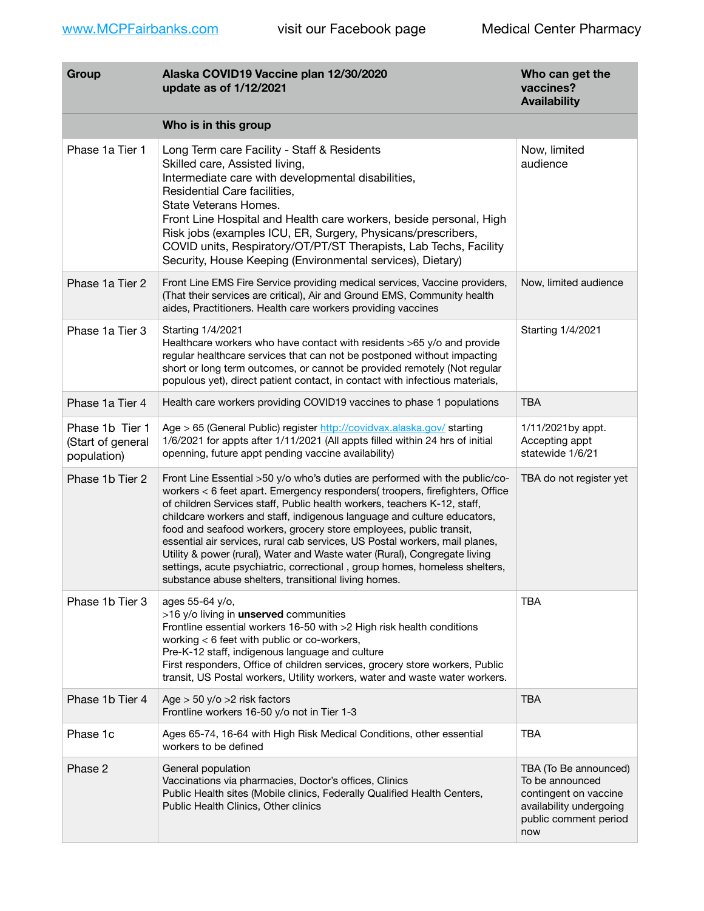www.MCPFairbanks.com visit our Facebook page Medical Center Pharmacy

| Group | Alaska COVID19 Vaccine plan 12/30/2020<br>update as of 1/12/2021 | Who can get the vaccines?<br>Availability |
|---|---|---|
| | **Who is in this group** | |
| Phase 1a Tier 1 | Long Term care Facility - Staff & Residents<br>Skilled care, Assisted living,<br>Intermediate care with developmental disabilities,<br>Residential Care facilities,<br>State Veterans Homes.<br>Front Line Hospital and Health care workers, beside personal, High Risk jobs (examples ICU, ER, Surgery, Physicans/prescribers, COVID units, Respiratory/OT/PT/ST Therapists, Lab Techs, Facility Security, House Keeping (Environmental services), Dietary) | Now, limited audience |
| Phase 1a Tier 2 | Front Line EMS Fire Service providing medical services, Vaccine providers, (That their services are critical), Air and Ground EMS, Community health aides, Practitioners. Health care workers providing vaccines | Now, limited audience |
| Phase 1a Tier 3 | Starting 1/4/2021<br>Healthcare workers who have contact with residents >65 y/o and provide regular healthcare services that can not be postponed without impacting short or long term outcomes, or cannot be provided remotely (Not regular populous yet), direct patient contact, in contact with infectious materials, | Starting 1/4/2021 |
| Phase 1a Tier 4 | Health care workers providing COVID19 vaccines to phase 1 populations | TBA |
| Phase 1b Tier 1 (Start of general population) | Age > 65 (General Public) register http://covidvax.alaska.gov/ starting 1/6/2021 for appts after 1/11/2021 (All appts filled within 24 hrs of initial openning, future appt pending vaccine availability) | 1/11/2021by appt. Accepting appt statewide 1/6/21 |
| Phase 1b Tier 2 | Front Line Essential >50 y/o who's duties are performed with the public/co-workers < 6 feet apart. Emergency responders( troopers, firefighters, Office of children Services staff, Public health workers, teachers K-12, staff, childcare workers and staff, indigenous language and culture educators, food and seafood workers, grocery store employees, public transit, essential air services, rural cab services, US Postal workers, mail planes, Utility & power (rural), Water and Waste water (Rural), Congregate living settings, acute psychiatric, correctional , group homes, homeless shelters, substance abuse shelters, transitional living homes. | TBA do not register yet |
| Phase 1b Tier 3 | ages 55-64 y/o,<br>>16 y/o living in **unserved** communities<br>Frontline essential workers 16-50 with >2 High risk health conditions working < 6 feet with public or co-workers,<br>Pre-K-12 staff, indigenous language and culture<br>First responders, Office of children services, grocery store workers, Public transit, US Postal workers, Utility workers, water and waste water workers. | TBA |
| Phase 1b Tier 4 | Age > 50 y/o >2 risk factors<br>Frontline workers 16-50 y/o not in Tier 1-3 | TBA |
| Phase 1c | Ages 65-74, 16-64 with High Risk Medical Conditions, other essential workers to be defined | TBA |
| Phase 2 | General population<br>Vaccinations via pharmacies, Doctor's offices, Clinics<br>Public Health sites (Mobile clinics, Federally Qualified Health Centers, Public Health Clinics, Other clinics | TBA (To Be announced) To be announced contingent on vaccine availability undergoing public comment period now |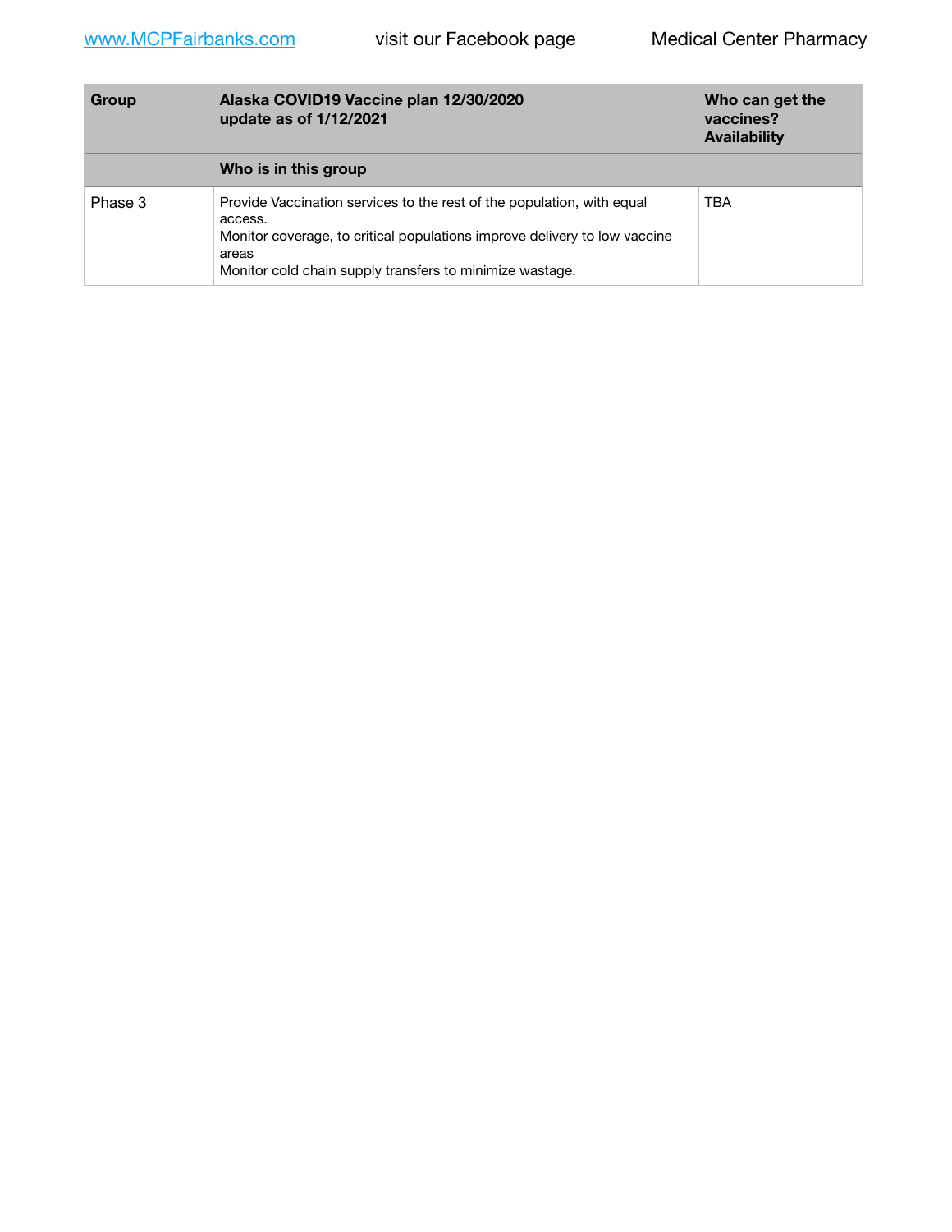| Group | Alaska COVID19 Vaccine plan 12/30/2020 update as of 1/12/2021 | Who can get the vaccines? Availability |
| --- | --- | --- |
| | **Who is in this group** | |
| Phase 3 | Provide Vaccination services to the rest of the population, with equal access.<br>Monitor coverage, to critical populations improve delivery to low vaccine areas<br>Monitor cold chain supply transfers to minimize wastage. | TBA |